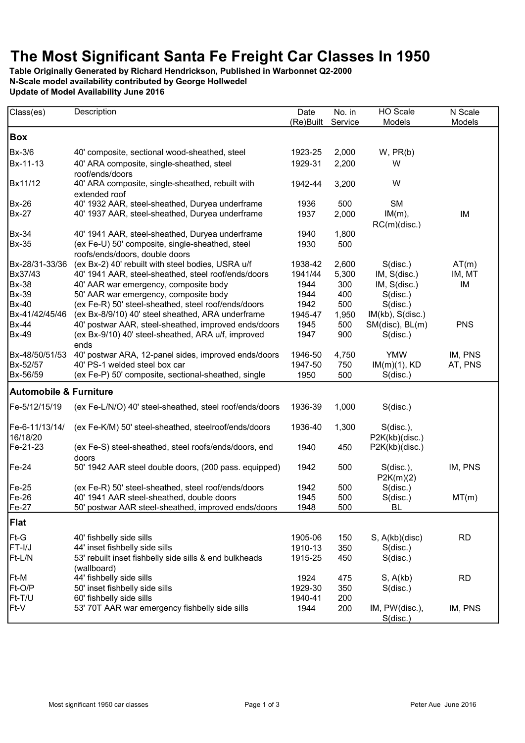# The Most Significant Santa Fe Freight Car Classes In 1950

**Table Originally Generated by Richard Hendrickson, Published in Warbonnet Q2-2000**
**N-Scale model availability contributed by George Hollwedel**
**Update of Model Availability June 2016**

| Class(es) | Description | Date (Re)Built | No. in Service | HO Scale Models | N Scale Models |
|---|---|---|---|---|---|
| **Box** | | | | | |
| Bx-3/6 | 40' composite, sectional wood-sheathed, steel | 1923-25 | 2,000 | W, PR(b) | |
| Bx-11-13 | 40' ARA composite, single-sheathed, steel roof/ends/doors | 1929-31 | 2,200 | W | |
| Bx11/12 | 40' ARA composite, single-sheathed, rebuilt with extended roof | 1942-44 | 3,200 | W | |
| Bx-26 | 40' 1932 AAR, steel-sheathed, Duryea underframe | 1936 | 500 | SM | |
| Bx-27 | 40' 1937 AAR, steel-sheathed, Duryea underframe | 1937 | 2,000 | IM(m), RC(m)(disc.) | IM |
| Bx-34 | 40' 1941 AAR, steel-sheathed, Duryea underframe | 1940 | 1,800 | | |
| Bx-35 | (ex Fe-U) 50' composite, single-sheathed, steel roofs/ends/doors, double doors | 1930 | 500 | | |
| Bx-28/31-33/36 | (ex Bx-2) 40' rebuilt with steel bodies, USRA u/f | 1938-42 | 2,600 | S(disc.) | AT(m) |
| Bx37/43 | 40' 1941 AAR, steel-sheathed, steel roof/ends/doors | 1941/44 | 5,300 | IM, S(disc.) | IM, MT |
| Bx-38 | 40' AAR war emergency, composite body | 1944 | 300 | IM, S(disc.) | IM |
| Bx-39 | 50' AAR war emergency, composite body | 1944 | 400 | S(disc.) | |
| Bx-40 | (ex Fe-R) 50' steel-sheathed, steel roof/ends/doors | 1942 | 500 | S(disc.) | |
| Bx-41/42/45/46 | (ex Bx-8/9/10) 40' steel sheathed, ARA underframe | 1945-47 | 1,950 | IM(kb), S(disc.) | |
| Bx-44 | 40' postwar AAR, steel-sheathed, improved ends/doors | 1945 | 500 | SM(disc), BL(m) | PNS |
| Bx-49 | (ex Bx-9/10) 40' steel-sheathed, ARA u/f, improved ends | 1947 | 900 | S(disc.) | |
| Bx-48/50/51/53 | 40' postwar ARA, 12-panel sides, improved ends/doors | 1946-50 | 4,750 | YMW | IM, PNS |
| Bx-52/57 | 40' PS-1 welded steel box car | 1947-50 | 750 | IM(m)(1), KD | AT, PNS |
| Bx-56/59 | (ex Fe-P) 50' composite, sectional-sheathed, single | 1950 | 500 | S(disc.) | |
| **Automobile & Furniture** | | | | | |
| Fe-5/12/15/19 | (ex Fe-L/N/O) 40' steel-sheathed, steel roof/ends/doors | 1936-39 | 1,000 | S(disc.) | |
| Fe-6-11/13/14/16/18/20 | (ex Fe-K/M) 50' steel-sheathed, steelroof/ends/doors | 1936-40 | 1,300 | S(disc.), P2K(kb)(disc.) | |
| Fe-21-23 | (ex Fe-S) steel-sheathed, steel roofs/ends/doors, end doors | 1940 | 450 | P2K(kb)(disc.) | |
| Fe-24 | 50' 1942 AAR steel double doors, (200 pass. equipped) | 1942 | 500 | S(disc.), P2K(m)(2) | IM, PNS |
| Fe-25 | (ex Fe-R) 50' steel-sheathed, steel roof/ends/doors | 1942 | 500 | S(disc.) | |
| Fe-26 | 40' 1941 AAR steel-sheathed, double doors | 1945 | 500 | S(disc.) | MT(m) |
| Fe-27 | 50' postwar AAR steel-sheathed, improved ends/doors | 1948 | 500 | BL | |
| **Flat** | | | | | |
| Ft-G | 40' fishbelly side sills | 1905-06 | 150 | S, A(kb)(disc) | RD |
| FT-I/J | 44' inset fishbelly side sills | 1910-13 | 350 | S(disc.) | |
| Ft-L/N | 53' rebuilt inset fishbelly side sills & end bulkheads (wallboard) | 1915-25 | 450 | S(disc.) | |
| Ft-M | 44' fishbelly side sills | 1924 | 475 | S, A(kb) | RD |
| Ft-O/P | 50' inset fishbelly side sills | 1929-30 | 350 | S(disc.) | |
| Ft-T/U | 60' fishbelly side sills | 1940-41 | 200 | | |
| Ft-V | 53' 70T AAR war emergency fishbelly side sills | 1944 | 200 | IM, PW(disc.), S(disc.) | IM, PNS |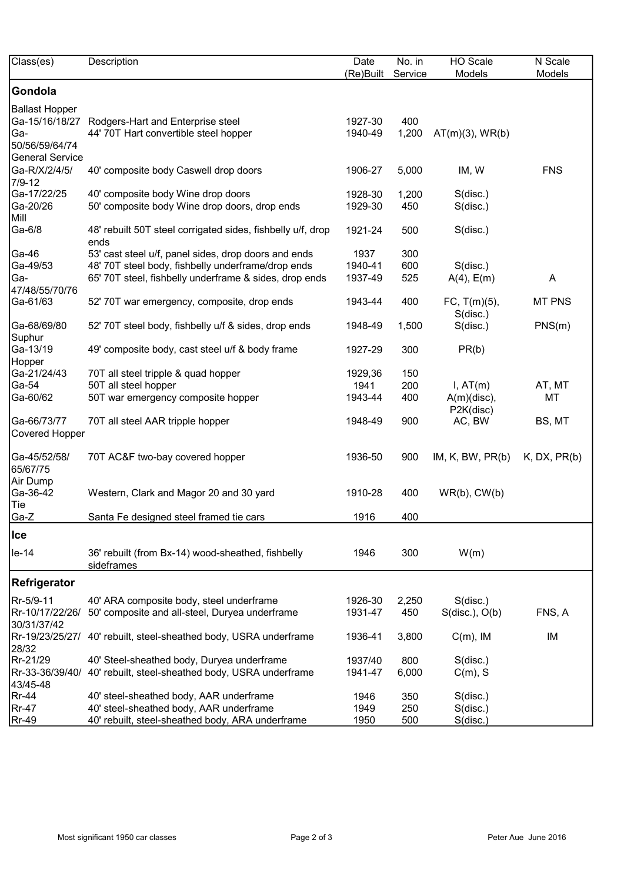| Class(es) | Description | Date (Re)Built | No. in Service | HO Scale Models | N Scale Models |
|---|---|---|---|---|---|
| **Gondola** | | | | | |
| Ballast Hopper | | | | | |
| Ga-15/16/18/27 | Rodgers-Hart and Enterprise steel | 1927-30 | 400 | | |
| Ga-50/56/59/64/74 | 44' 70T Hart convertible steel hopper | 1940-49 | 1,200 | AT(m)(3), WR(b) | |
| General Service | | | | | |
| Ga-R/X/2/4/5/7/9-12 | 40' composite body Caswell drop doors | 1906-27 | 5,000 | IM, W | FNS |
| Ga-17/22/25 | 40' composite body Wine drop doors | 1928-30 | 1,200 | S(disc.) | |
| Ga-20/26 | 50' composite body Wine drop doors, drop ends | 1929-30 | 450 | S(disc.) | |
| Mill | | | | | |
| Ga-6/8 | 48' rebuilt 50T steel corrigated sides, fishbelly u/f, drop ends | 1921-24 | 500 | S(disc.) | |
| Ga-46 | 53' cast steel u/f, panel sides, drop doors and ends | 1937 | 300 | | |
| Ga-49/53 | 48' 70T steel body, fishbelly underframe/drop ends | 1940-41 | 600 | S(disc.) | |
| Ga-47/48/55/70/76 | 65' 70T steel, fishbelly underframe & sides, drop ends | 1937-49 | 525 | A(4), E(m) | A |
| Ga-61/63 | 52' 70T war emergency, composite, drop ends | 1943-44 | 400 | FC, T(m)(5), S(disc.) | MT PNS |
| Ga-68/69/80 | 52' 70T steel body, fishbelly u/f & sides, drop ends | 1948-49 | 1,500 | S(disc.) | PNS(m) |
| Suphur | | | | | |
| Ga-13/19 | 49' composite body, cast steel u/f & body frame | 1927-29 | 300 | PR(b) | |
| Hopper | | | | | |
| Ga-21/24/43 | 70T all steel tripple & quad hopper | 1929,36 | 150 | | |
| Ga-54 | 50T all steel hopper | 1941 | 200 | I, AT(m) | AT, MT |
| Ga-60/62 | 50T war emergency composite hopper | 1943-44 | 400 | A(m)(disc), P2K(disc) | MT |
| Ga-66/73/77 | 70T all steel AAR tripple hopper | 1948-49 | 900 | AC, BW | BS, MT |
| Covered Hopper | | | | | |
| Ga-45/52/58/65/67/75 | 70T AC&F two-bay covered hopper | 1936-50 | 900 | IM, K, BW, PR(b) | K, DX, PR(b) |
| Air Dump | | | | | |
| Ga-36-42 | Western, Clark and Magor 20 and 30 yard | 1910-28 | 400 | WR(b), CW(b) | |
| Tie | | | | | |
| Ga-Z | Santa Fe designed steel framed tie cars | 1916 | 400 | | |
| **Ice** | | | | | |
| Ie-14 | 36' rebuilt (from Bx-14) wood-sheathed, fishbelly sideframes | 1946 | 300 | W(m) | |
| **Refrigerator** | | | | | |
| Rr-5/9-11 | 40' ARA composite body, steel underframe | 1926-30 | 2,250 | S(disc.) | |
| Rr-10/17/22/26/30/31/37/42 | 50' composite and all-steel, Duryea underframe | 1931-47 | 450 | S(disc.), O(b) | FNS, A |
| Rr-19/23/25/27/28/32 | 40' rebuilt, steel-sheathed body, USRA underframe | 1936-41 | 3,800 | C(m), IM | IM |
| Rr-21/29 | 40' Steel-sheathed body, Duryea underframe | 1937/40 | 800 | S(disc.) | |
| Rr-33-36/39/40/43/45-48 | 40' rebuilt, steel-sheathed body, USRA underframe | 1941-47 | 6,000 | C(m), S | |
| Rr-44 | 40' steel-sheathed body, AAR underframe | 1946 | 350 | S(disc.) | |
| Rr-47 | 40' steel-sheathed body, AAR underframe | 1949 | 250 | S(disc.) | |
| Rr-49 | 40' rebuilt, steel-sheathed body, ARA underframe | 1950 | 500 | S(disc.) | |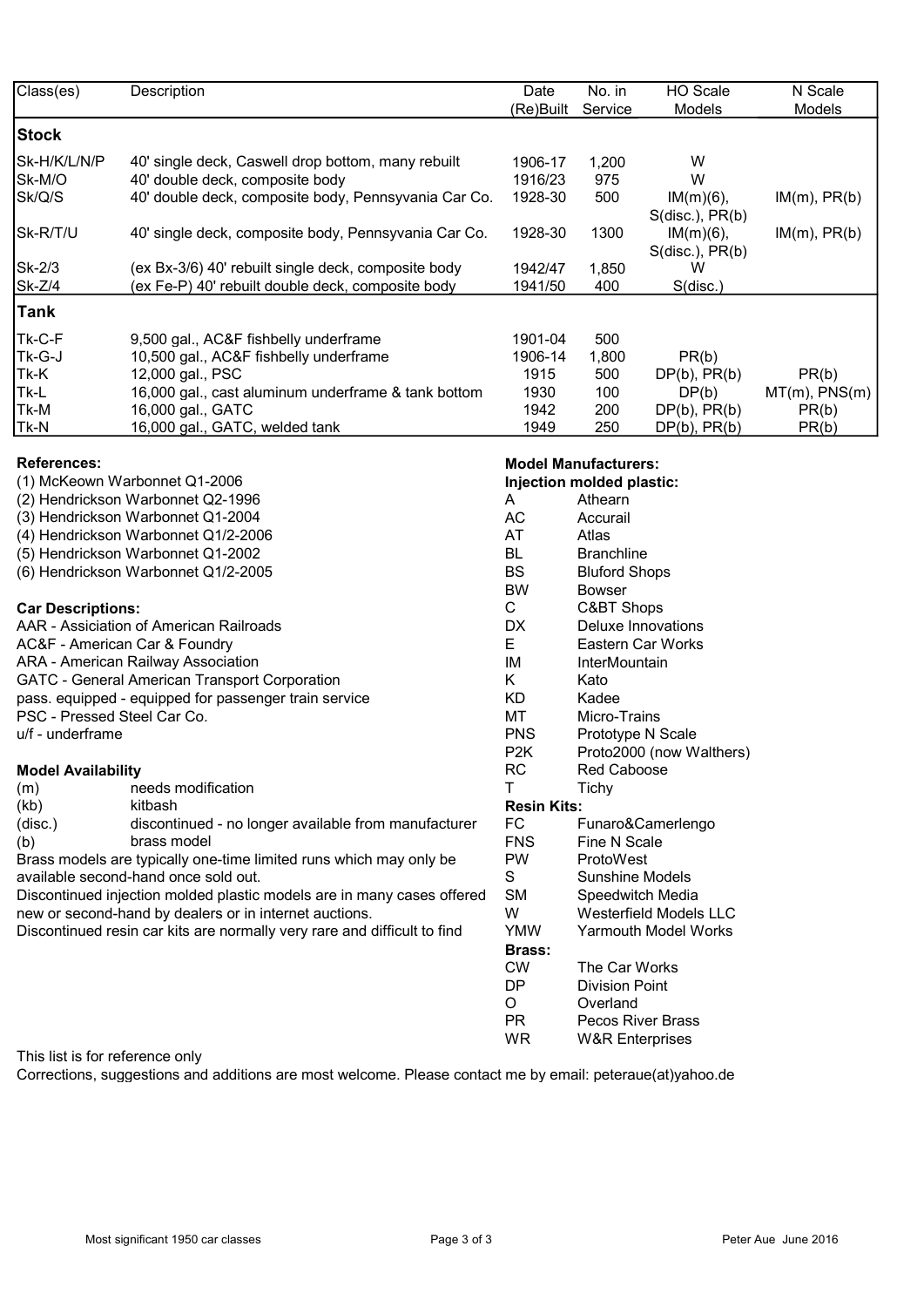| Class(es) | Description | Date (Re)Built | No. in Service | HO Scale Models | N Scale Models |
|---|---|---|---|---|---|
| **Stock** | | | | | |
| Sk-H/K/L/N/P | 40' single deck, Caswell drop bottom, many rebuilt | 1906-17 | 1,200 | W | |
| Sk-M/O | 40' double deck, composite body | 1916/23 | 975 | W | |
| Sk/Q/S | 40' double deck, composite body, Pennsyvania Car Co. | 1928-30 | 500 | IM(m)(6), S(disc.), PR(b) | IM(m), PR(b) |
| Sk-R/T/U | 40' single deck, composite body, Pennsyvania Car Co. | 1928-30 | 1300 | IM(m)(6), S(disc.), PR(b) | IM(m), PR(b) |
| Sk-2/3 | (ex Bx-3/6) 40' rebuilt single deck, composite body | 1942/47 | 1,850 | W | |
| Sk-Z/4 | (ex Fe-P) 40' rebuilt double deck, composite body | 1941/50 | 400 | S(disc.) | |
| **Tank** | | | | | |
| Tk-C-F | 9,500 gal., AC&F fishbelly underframe | 1901-04 | 500 | | |
| Tk-G-J | 10,500 gal., AC&F fishbelly underframe | 1906-14 | 1,800 | PR(b) | |
| Tk-K | 12,000 gal., PSC | 1915 | 500 | DP(b), PR(b) | PR(b) |
| Tk-L | 16,000 gal., cast aluminum underframe & tank bottom | 1930 | 100 | DP(b) | MT(m), PNS(m) |
| Tk-M | 16,000 gal., GATC | 1942 | 200 | DP(b), PR(b) | PR(b) |
| Tk-N | 16,000 gal., GATC, welded tank | 1949 | 250 | DP(b), PR(b) | PR(b) |

**References:**

(1) McKeown Warbonnet Q1-2006
(2) Hendrickson Warbonnet Q2-1996
(3) Hendrickson Warbonnet Q1-2004
(4) Hendrickson Warbonnet Q1/2-2006
(5) Hendrickson Warbonnet Q1-2002
(6) Hendrickson Warbonnet Q1/2-2005

**Car Descriptions:**

AAR - Assiciation of American Railroads
AC&F - American Car & Foundry
ARA - American Railway Association
GATC - General American Transport Corporation
pass. equipped - equipped for passenger train service
PSC - Pressed Steel Car Co.
u/f - underframe

**Model Availability**

| | |
|---|---|
| (m) | needs modification |
| (kb) | kitbash |
| (disc.) | discontinued - no longer available from manufacturer |
| (b) | brass model |

Brass models are typically one-time limited runs which may only be available second-hand once sold out.
Discontinued injection molded plastic models are in many cases offered new or second-hand by dealers or in internet auctions.
Discontinued resin car kits are normally very rare and difficult to find

**Model Manufacturers:**

**Injection molded plastic:**

| | |
|---|---|
| A | Athearn |
| AC | Accurail |
| AT | Atlas |
| BL | Branchline |
| BS | Bluford Shops |
| BW | Bowser |
| C | C&BT Shops |
| DX | Deluxe Innovations |
| E | Eastern Car Works |
| IM | InterMountain |
| K | Kato |
| KD | Kadee |
| MT | Micro-Trains |
| PNS | Prototype N Scale |
| P2K | Proto2000 (now Walthers) |
| RC | Red Caboose |
| T | Tichy |

**Resin Kits:**

| | |
|---|---|
| FC | Funaro&Camerlengo |
| FNS | Fine N Scale |
| PW | ProtoWest |
| S | Sunshine Models |
| SM | Speedwitch Media |
| W | Westerfield Models LLC |
| YMW | Yarmouth Model Works |

**Brass:**

| | |
|---|---|
| CW | The Car Works |
| DP | Division Point |
| O | Overland |
| PR | Pecos River Brass |
| WR | W&R Enterprises |

This list is for reference only
Corrections, suggestions and additions are most welcome. Please contact me by email: peteraue(at)yahoo.de